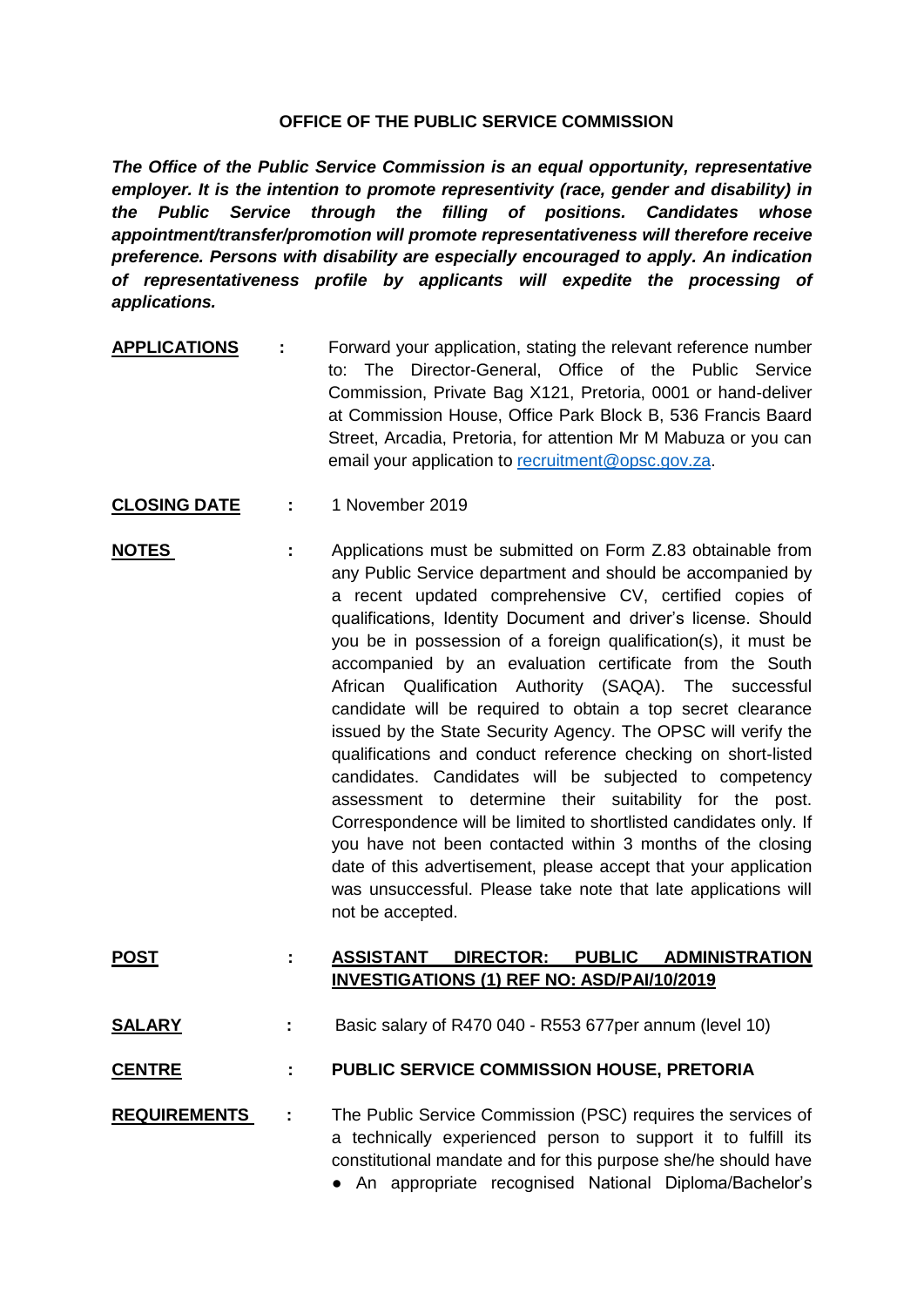**OFFICE OF THE PUBLIC SERVICE COMMISSION**

***The Office of the Public Service Commission is an equal opportunity, representative employer. It is the intention to promote representivity (race, gender and disability) in the Public Service through the filling of positions. Candidates whose appointment/transfer/promotion will promote representativeness will therefore receive preference. Persons with disability are especially encouraged to apply. An indication of representativeness profile by applicants will expedite the processing of applications.***

**APPLICATIONS** : Forward your application, stating the relevant reference number to: The Director-General, Office of the Public Service Commission, Private Bag X121, Pretoria, 0001 or hand-deliver at Commission House, Office Park Block B, 536 Francis Baard Street, Arcadia, Pretoria, for attention Mr M Mabuza or you can email your application to recruitment@opsc.gov.za.

**CLOSING DATE** : 1 November 2019

**NOTES** : Applications must be submitted on Form Z.83 obtainable from any Public Service department and should be accompanied by a recent updated comprehensive CV, certified copies of qualifications, Identity Document and driver's license. Should you be in possession of a foreign qualification(s), it must be accompanied by an evaluation certificate from the South African Qualification Authority (SAQA). The successful candidate will be required to obtain a top secret clearance issued by the State Security Agency. The OPSC will verify the qualifications and conduct reference checking on short-listed candidates. Candidates will be subjected to competency assessment to determine their suitability for the post. Correspondence will be limited to shortlisted candidates only. If you have not been contacted within 3 months of the closing date of this advertisement, please accept that your application was unsuccessful. Please take note that late applications will not be accepted.

**POST** : **ASSISTANT DIRECTOR: PUBLIC ADMINISTRATION INVESTIGATIONS (1) REF NO: ASD/PAI/10/2019**

**SALARY** : Basic salary of R470 040 - R553 677per annum (level 10)

**CENTRE** : **PUBLIC SERVICE COMMISSION HOUSE, PRETORIA**

**REQUIREMENTS** : The Public Service Commission (PSC) requires the services of a technically experienced person to support it to fulfill its constitutional mandate and for this purpose she/he should have

- An appropriate recognised National Diploma/Bachelor's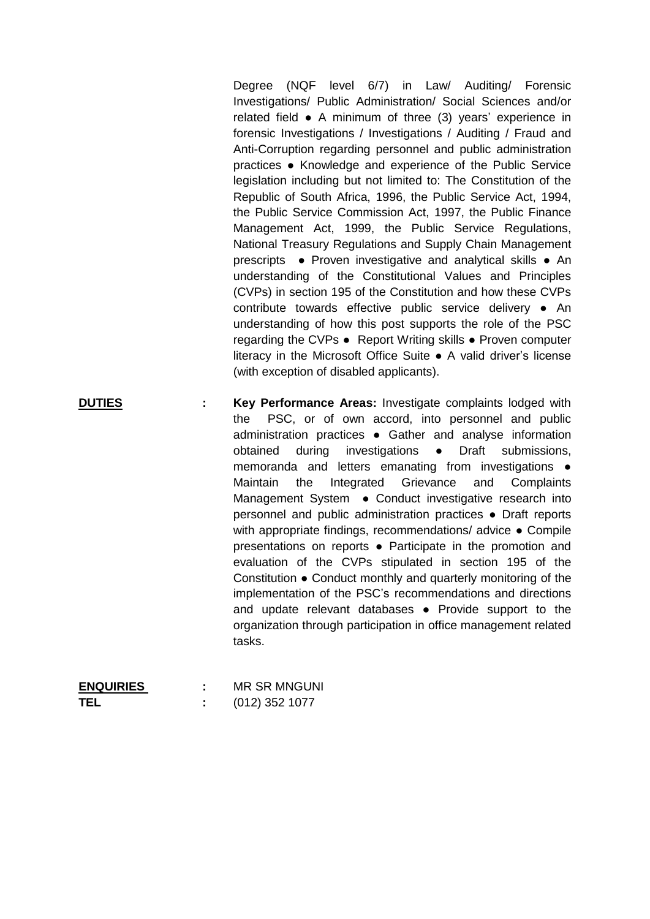Degree (NQF level 6/7) in Law/ Auditing/ Forensic Investigations/ Public Administration/ Social Sciences and/or related field ● A minimum of three (3) years' experience in forensic Investigations / Investigations / Auditing / Fraud and Anti-Corruption regarding personnel and public administration practices ● Knowledge and experience of the Public Service legislation including but not limited to: The Constitution of the Republic of South Africa, 1996, the Public Service Act, 1994, the Public Service Commission Act, 1997, the Public Finance Management Act, 1999, the Public Service Regulations, National Treasury Regulations and Supply Chain Management prescripts ● Proven investigative and analytical skills ● An understanding of the Constitutional Values and Principles (CVPs) in section 195 of the Constitution and how these CVPs contribute towards effective public service delivery ● An understanding of how this post supports the role of the PSC regarding the CVPs ● Report Writing skills ● Proven computer literacy in the Microsoft Office Suite ● A valid driver's license (with exception of disabled applicants).

**DUTIES** : **Key Performance Areas:** Investigate complaints lodged with the PSC, or of own accord, into personnel and public administration practices ● Gather and analyse information obtained during investigations ● Draft submissions, memoranda and letters emanating from investigations ● Maintain the Integrated Grievance and Complaints Management System ● Conduct investigative research into personnel and public administration practices ● Draft reports with appropriate findings, recommendations/ advice ● Compile presentations on reports ● Participate in the promotion and evaluation of the CVPs stipulated in section 195 of the Constitution ● Conduct monthly and quarterly monitoring of the implementation of the PSC's recommendations and directions and update relevant databases ● Provide support to the organization through participation in office management related tasks.

**ENQUIRIES** : MR SR MNGUNI

**TEL** : (012) 352 1077